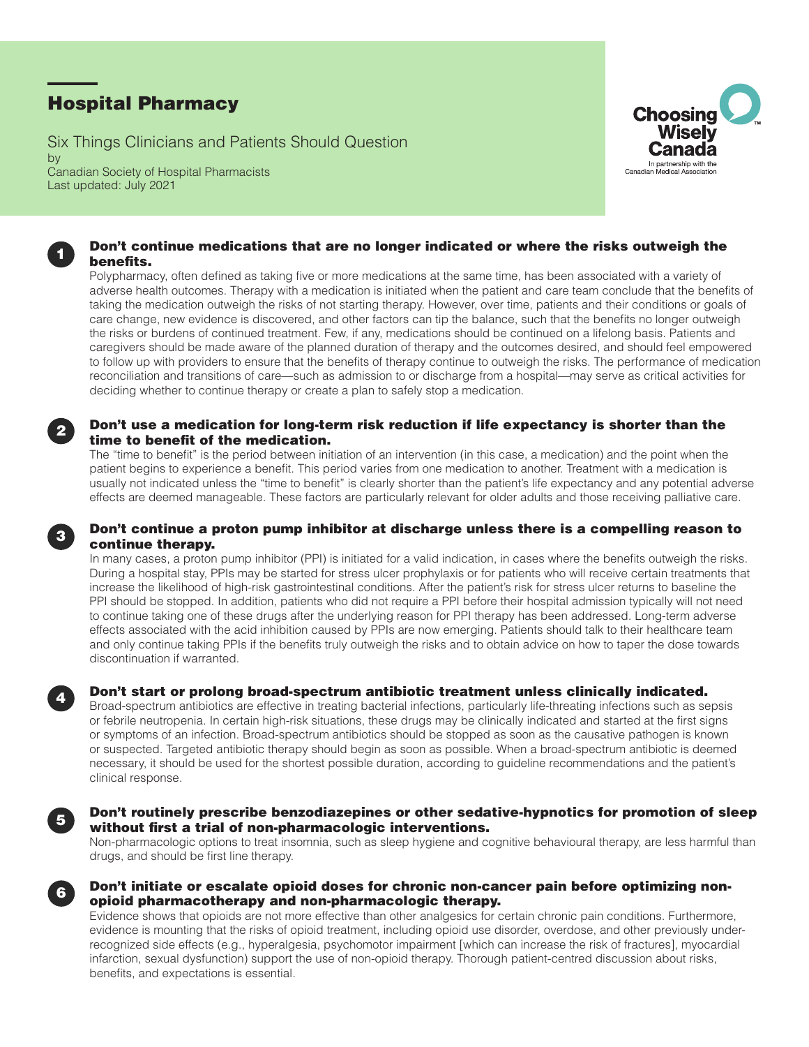# Hospital Pharmacy

Six Things Clinicians and Patients Should Question
by
Canadian Society of Hospital Pharmacists
Last updated: July 2021

Choosing Wisely Canada
In partnership with the Canadian Medical Association

### 1 Don't continue medications that are no longer indicated or where the risks outweigh the benefits.

Polypharmacy, often defined as taking five or more medications at the same time, has been associated with a variety of adverse health outcomes. Therapy with a medication is initiated when the patient and care team conclude that the benefits of taking the medication outweigh the risks of not starting therapy. However, over time, patients and their conditions or goals of care change, new evidence is discovered, and other factors can tip the balance, such that the benefits no longer outweigh the risks or burdens of continued treatment. Few, if any, medications should be continued on a lifelong basis. Patients and caregivers should be made aware of the planned duration of therapy and the outcomes desired, and should feel empowered to follow up with providers to ensure that the benefits of therapy continue to outweigh the risks. The performance of medication reconciliation and transitions of care—such as admission to or discharge from a hospital—may serve as critical activities for deciding whether to continue therapy or create a plan to safely stop a medication.

### 2 Don't use a medication for long-term risk reduction if life expectancy is shorter than the time to benefit of the medication.

The "time to benefit" is the period between initiation of an intervention (in this case, a medication) and the point when the patient begins to experience a benefit. This period varies from one medication to another. Treatment with a medication is usually not indicated unless the "time to benefit" is clearly shorter than the patient's life expectancy and any potential adverse effects are deemed manageable. These factors are particularly relevant for older adults and those receiving palliative care.

### 3 Don't continue a proton pump inhibitor at discharge unless there is a compelling reason to continue therapy.

In many cases, a proton pump inhibitor (PPI) is initiated for a valid indication, in cases where the benefits outweigh the risks. During a hospital stay, PPIs may be started for stress ulcer prophylaxis or for patients who will receive certain treatments that increase the likelihood of high-risk gastrointestinal conditions. After the patient's risk for stress ulcer returns to baseline the PPI should be stopped. In addition, patients who did not require a PPI before their hospital admission typically will not need to continue taking one of these drugs after the underlying reason for PPI therapy has been addressed. Long-term adverse effects associated with the acid inhibition caused by PPIs are now emerging. Patients should talk to their healthcare team and only continue taking PPIs if the benefits truly outweigh the risks and to obtain advice on how to taper the dose towards discontinuation if warranted.

### 4 Don't start or prolong broad-spectrum antibiotic treatment unless clinically indicated.

Broad-spectrum antibiotics are effective in treating bacterial infections, particularly life-threating infections such as sepsis or febrile neutropenia. In certain high-risk situations, these drugs may be clinically indicated and started at the first signs or symptoms of an infection. Broad-spectrum antibiotics should be stopped as soon as the causative pathogen is known or suspected. Targeted antibiotic therapy should begin as soon as possible. When a broad-spectrum antibiotic is deemed necessary, it should be used for the shortest possible duration, according to guideline recommendations and the patient's clinical response.

### 5 Don't routinely prescribe benzodiazepines or other sedative-hypnotics for promotion of sleep without first a trial of non-pharmacologic interventions.

Non-pharmacologic options to treat insomnia, such as sleep hygiene and cognitive behavioural therapy, are less harmful than drugs, and should be first line therapy.

### 6 Don't initiate or escalate opioid doses for chronic non-cancer pain before optimizing non-opioid pharmacotherapy and non-pharmacologic therapy.

Evidence shows that opioids are not more effective than other analgesics for certain chronic pain conditions. Furthermore, evidence is mounting that the risks of opioid treatment, including opioid use disorder, overdose, and other previously under-recognized side effects (e.g., hyperalgesia, psychomotor impairment [which can increase the risk of fractures], myocardial infarction, sexual dysfunction) support the use of non-opioid therapy. Thorough patient-centred discussion about risks, benefits, and expectations is essential.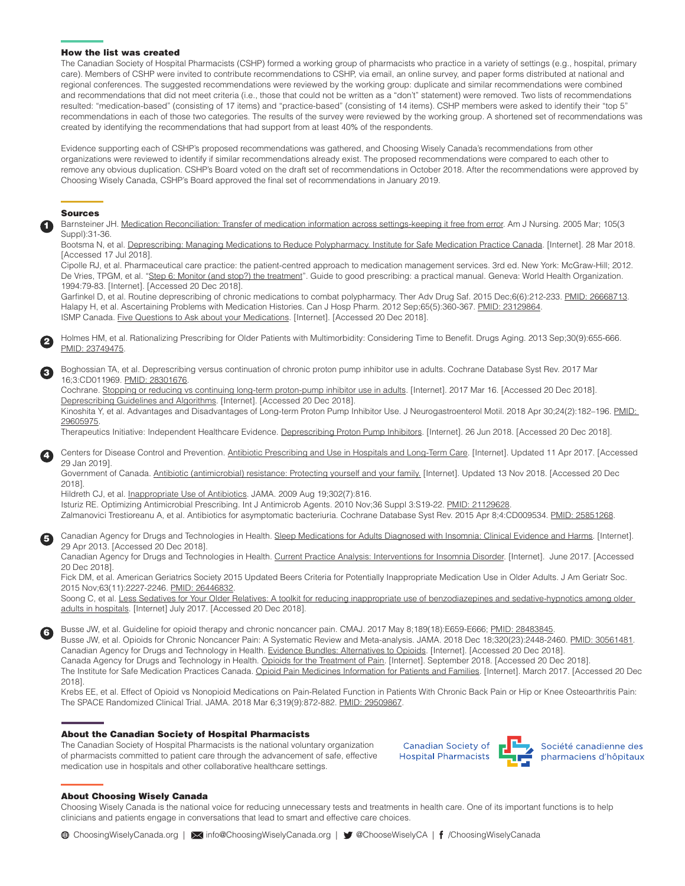## How the list was created

The Canadian Society of Hospital Pharmacists (CSHP) formed a working group of pharmacists who practice in a variety of settings (e.g., hospital, primary care). Members of CSHP were invited to contribute recommendations to CSHP, via email, an online survey, and paper forms distributed at national and regional conferences. The suggested recommendations were reviewed by the working group: duplicate and similar recommendations were combined and recommendations that did not meet criteria (i.e., those that could not be written as a "don't" statement) were removed. Two lists of recommendations resulted: "medication-based" (consisting of 17 items) and "practice-based" (consisting of 14 items). CSHP members were asked to identify their "top 5" recommendations in each of those two categories. The results of the survey were reviewed by the working group. A shortened set of recommendations was created by identifying the recommendations that had support from at least 40% of the respondents.

Evidence supporting each of CSHP's proposed recommendations was gathered, and Choosing Wisely Canada's recommendations from other organizations were reviewed to identify if similar recommendations already exist. The proposed recommendations were compared to each other to remove any obvious duplication. CSHP's Board voted on the draft set of recommendations in October 2018. After the recommendations were approved by Choosing Wisely Canada, CSHP's Board approved the final set of recommendations in January 2019.

## Sources

**1**
Barnsteiner JH. Medication Reconciliation: Transfer of medication information across settings-keeping it free from error. Am J Nursing. 2005 Mar; 105(3 Suppl):31-36.
Bootsma N, et al. Deprescribing: Managing Medications to Reduce Polypharmacy. Institute for Safe Medication Practice Canada. [Internet]. 28 Mar 2018. [Accessed 17 Jul 2018].
Cipolle RJ, et al. Pharmaceutical care practice: the patient-centred approach to medication management services. 3rd ed. New York: McGraw-Hill; 2012.
De Vries, TPGM, et al. "Step 6: Monitor (and stop?) the treatment". Guide to good prescribing: a practical manual. Geneva: World Health Organization. 1994:79-83. [Internet]. [Accessed 20 Dec 2018].
Garfinkel D, et al. Routine deprescribing of chronic medications to combat polypharmacy. Ther Adv Drug Saf. 2015 Dec;6(6):212-233. PMID: 26668713.
Halapy H, et al. Ascertaining Problems with Medication Histories. Can J Hosp Pharm. 2012 Sep;65(5):360-367. PMID: 23129864.
ISMP Canada. Five Questions to Ask about your Medications. [Internet]. [Accessed 20 Dec 2018].

**2**
Holmes HM, et al. Rationalizing Prescribing for Older Patients with Multimorbidity: Considering Time to Benefit. Drugs Aging. 2013 Sep;30(9):655-666. PMID: 23749475.

**3**
Boghossian TA, et al. Deprescribing versus continuation of chronic proton pump inhibitor use in adults. Cochrane Database Syst Rev. 2017 Mar 16;3:CD011969. PMID: 28301676.
Cochrane. Stopping or reducing vs continuing long-term proton-pump inhibitor use in adults. [Internet]. 2017 Mar 16. [Accessed 20 Dec 2018].
Deprescribing Guidelines and Algorithms. [Internet]. [Accessed 20 Dec 2018].
Kinoshita Y, et al. Advantages and Disadvantages of Long-term Proton Pump Inhibitor Use. J Neurogastroenterol Motil. 2018 Apr 30;24(2):182–196. PMID: 29605975.
Therapeutics Initiative: Independent Healthcare Evidence. Deprescribing Proton Pump Inhibitors. [Internet]. 26 Jun 2018. [Accessed 20 Dec 2018].

**4**
Centers for Disease Control and Prevention. Antibiotic Prescribing and Use in Hospitals and Long-Term Care. [Internet]. Updated 11 Apr 2017. [Accessed 29 Jan 2019].
Government of Canada. Antibiotic (antimicrobial) resistance: Protecting yourself and your family. [Internet]. Updated 13 Nov 2018. [Accessed 20 Dec 2018].
Hildreth CJ, et al. Inappropriate Use of Antibiotics. JAMA. 2009 Aug 19;302(7):816.
Isturiz RE. Optimizing Antimicrobial Prescribing. Int J Antimicrob Agents. 2010 Nov;36 Suppl 3:S19-22. PMID: 21129628.
Zalmanovici Trestioreanu A, et al. Antibiotics for asymptomatic bacteriuria. Cochrane Database Syst Rev. 2015 Apr 8;4:CD009534. PMID: 25851268.

**5**
Canadian Agency for Drugs and Technologies in Health. Sleep Medications for Adults Diagnosed with Insomnia: Clinical Evidence and Harms. [Internet]. 29 Apr 2013. [Accessed 20 Dec 2018].
Canadian Agency for Drugs and Technologies in Health. Current Practice Analysis: Interventions for Insomnia Disorder. [Internet]. June 2017. [Accessed 20 Dec 2018].
Fick DM, et al. American Geriatrics Society 2015 Updated Beers Criteria for Potentially Inappropriate Medication Use in Older Adults. J Am Geriatr Soc. 2015 Nov;63(11):2227-2246. PMID: 26446832.
Soong C, et al. Less Sedatives for Your Older Relatives: A toolkit for reducing inappropriate use of benzodiazepines and sedative-hypnotics among older adults in hospitals. [Internet] July 2017. [Accessed 20 Dec 2018].

**6**
Busse JW, et al. Guideline for opioid therapy and chronic noncancer pain. CMAJ. 2017 May 8;189(18):E659-E666; PMID: 28483845.
Busse JW, et al. Opioids for Chronic Noncancer Pain: A Systematic Review and Meta-analysis. JAMA. 2018 Dec 18;320(23):2448-2460. PMID: 30561481.
Canadian Agency for Drugs and Technology in Health. Evidence Bundles: Alternatives to Opioids. [Internet]. [Accessed 20 Dec 2018].
Canada Agency for Drugs and Technology in Health. Opioids for the Treatment of Pain. [Internet]. September 2018. [Accessed 20 Dec 2018].
The Institute for Safe Medication Practices Canada. Opioid Pain Medicines Information for Patients and Families. [Internet]. March 2017. [Accessed 20 Dec 2018].
Krebs EE, et al. Effect of Opioid vs Nonopioid Medications on Pain-Related Function in Patients With Chronic Back Pain or Hip or Knee Osteoarthritis Pain: The SPACE Randomized Clinical Trial. JAMA. 2018 Mar 6;319(9):872-882. PMID: 29509867.

## About the Canadian Society of Hospital Pharmacists

The Canadian Society of Hospital Pharmacists is the national voluntary organization of pharmacists committed to patient care through the advancement of safe, effective medication use in hospitals and other collaborative healthcare settings.

Canadian Society of Hospital Pharmacists | Société canadienne des pharmaciens d'hôpitaux

## About Choosing Wisely Canada

Choosing Wisely Canada is the national voice for reducing unnecessary tests and treatments in health care. One of its important functions is to help clinicians and patients engage in conversations that lead to smart and effective care choices.

ChoosingWiselyCanada.org | info@ChoosingWiselyCanada.org | @ChooseWiselyCA | /ChoosingWiselyCanada